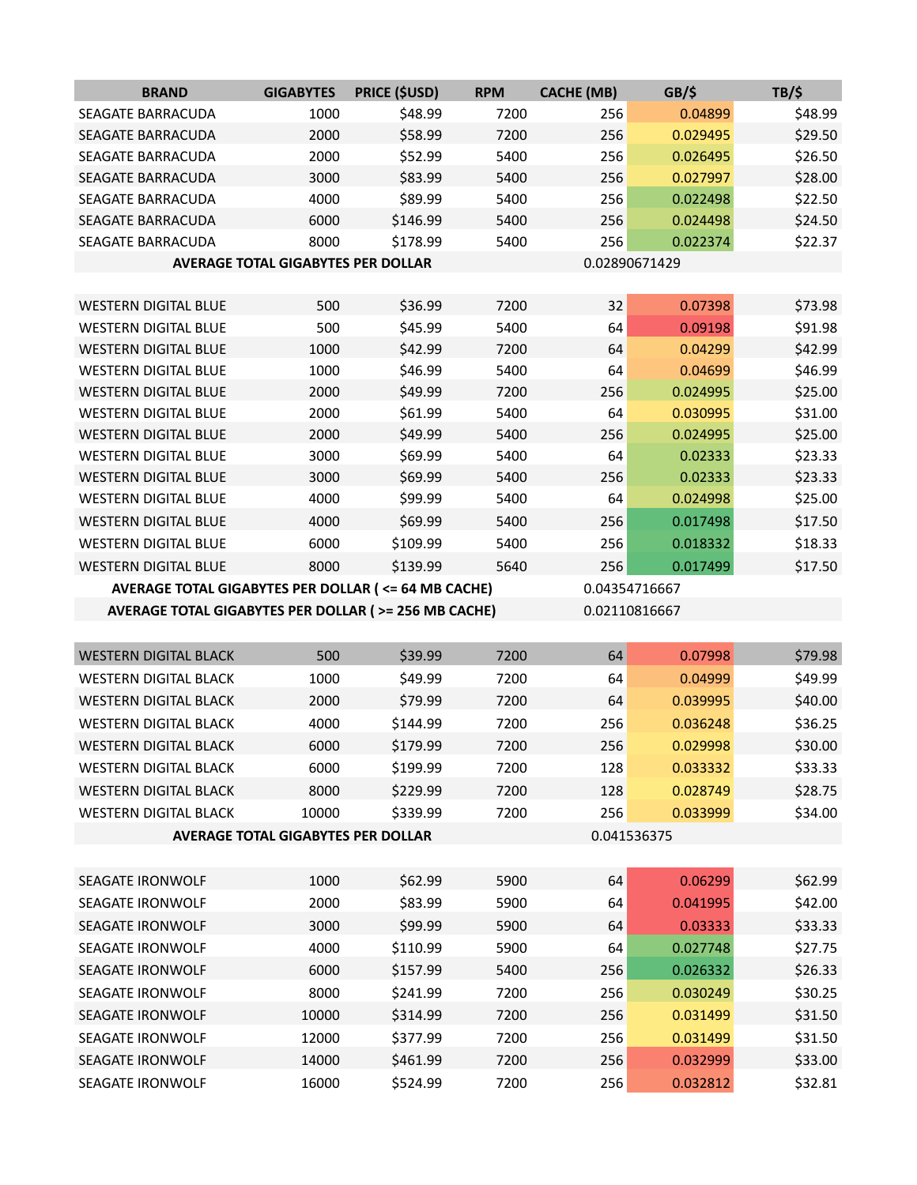| BRAND | GIGABYTES | PRICE ($USD) | RPM | CACHE (MB) | GB/$ | TB/$ |
|---|---|---|---|---|---|---|
| SEAGATE BARRACUDA | 1000 | $48.99 | 7200 | 256 | 0.04899 | $48.99 |
| SEAGATE BARRACUDA | 2000 | $58.99 | 7200 | 256 | 0.029495 | $29.50 |
| SEAGATE BARRACUDA | 2000 | $52.99 | 5400 | 256 | 0.026495 | $26.50 |
| SEAGATE BARRACUDA | 3000 | $83.99 | 5400 | 256 | 0.027997 | $28.00 |
| SEAGATE BARRACUDA | 4000 | $89.99 | 5400 | 256 | 0.022498 | $22.50 |
| SEAGATE BARRACUDA | 6000 | $146.99 | 5400 | 256 | 0.024498 | $24.50 |
| SEAGATE BARRACUDA | 8000 | $178.99 | 5400 | 256 | 0.022374 | $22.37 |
| **AVERAGE TOTAL GIGABYTES PER DOLLAR** | | | | | 0.02890671429 | |
| | | | | | | |
| WESTERN DIGITAL BLUE | 500 | $36.99 | 7200 | 32 | 0.07398 | $73.98 |
| WESTERN DIGITAL BLUE | 500 | $45.99 | 5400 | 64 | 0.09198 | $91.98 |
| WESTERN DIGITAL BLUE | 1000 | $42.99 | 7200 | 64 | 0.04299 | $42.99 |
| WESTERN DIGITAL BLUE | 1000 | $46.99 | 5400 | 64 | 0.04699 | $46.99 |
| WESTERN DIGITAL BLUE | 2000 | $49.99 | 7200 | 256 | 0.024995 | $25.00 |
| WESTERN DIGITAL BLUE | 2000 | $61.99 | 5400 | 64 | 0.030995 | $31.00 |
| WESTERN DIGITAL BLUE | 2000 | $49.99 | 5400 | 256 | 0.024995 | $25.00 |
| WESTERN DIGITAL BLUE | 3000 | $69.99 | 5400 | 64 | 0.02333 | $23.33 |
| WESTERN DIGITAL BLUE | 3000 | $69.99 | 5400 | 256 | 0.02333 | $23.33 |
| WESTERN DIGITAL BLUE | 4000 | $99.99 | 5400 | 64 | 0.024998 | $25.00 |
| WESTERN DIGITAL BLUE | 4000 | $69.99 | 5400 | 256 | 0.017498 | $17.50 |
| WESTERN DIGITAL BLUE | 6000 | $109.99 | 5400 | 256 | 0.018332 | $18.33 |
| WESTERN DIGITAL BLUE | 8000 | $139.99 | 5640 | 256 | 0.017499 | $17.50 |
| **AVERAGE TOTAL GIGABYTES PER DOLLAR ( <= 64 MB CACHE)** | | | | | 0.04354716667 | |
| **AVERAGE TOTAL GIGABYTES PER DOLLAR ( >= 256 MB CACHE)** | | | | | 0.02110816667 | |
| | | | | | | |
| WESTERN DIGITAL BLACK | 500 | $39.99 | 7200 | 64 | 0.07998 | $79.98 |
| WESTERN DIGITAL BLACK | 1000 | $49.99 | 7200 | 64 | 0.04999 | $49.99 |
| WESTERN DIGITAL BLACK | 2000 | $79.99 | 7200 | 64 | 0.039995 | $40.00 |
| WESTERN DIGITAL BLACK | 4000 | $144.99 | 7200 | 256 | 0.036248 | $36.25 |
| WESTERN DIGITAL BLACK | 6000 | $179.99 | 7200 | 256 | 0.029998 | $30.00 |
| WESTERN DIGITAL BLACK | 6000 | $199.99 | 7200 | 128 | 0.033332 | $33.33 |
| WESTERN DIGITAL BLACK | 8000 | $229.99 | 7200 | 128 | 0.028749 | $28.75 |
| WESTERN DIGITAL BLACK | 10000 | $339.99 | 7200 | 256 | 0.033999 | $34.00 |
| **AVERAGE TOTAL GIGABYTES PER DOLLAR** | | | | | 0.041536375 | |
| | | | | | | |
| SEAGATE IRONWOLF | 1000 | $62.99 | 5900 | 64 | 0.06299 | $62.99 |
| SEAGATE IRONWOLF | 2000 | $83.99 | 5900 | 64 | 0.041995 | $42.00 |
| SEAGATE IRONWOLF | 3000 | $99.99 | 5900 | 64 | 0.03333 | $33.33 |
| SEAGATE IRONWOLF | 4000 | $110.99 | 5900 | 64 | 0.027748 | $27.75 |
| SEAGATE IRONWOLF | 6000 | $157.99 | 5400 | 256 | 0.026332 | $26.33 |
| SEAGATE IRONWOLF | 8000 | $241.99 | 7200 | 256 | 0.030249 | $30.25 |
| SEAGATE IRONWOLF | 10000 | $314.99 | 7200 | 256 | 0.031499 | $31.50 |
| SEAGATE IRONWOLF | 12000 | $377.99 | 7200 | 256 | 0.031499 | $31.50 |
| SEAGATE IRONWOLF | 14000 | $461.99 | 7200 | 256 | 0.032999 | $33.00 |
| SEAGATE IRONWOLF | 16000 | $524.99 | 7200 | 256 | 0.032812 | $32.81 |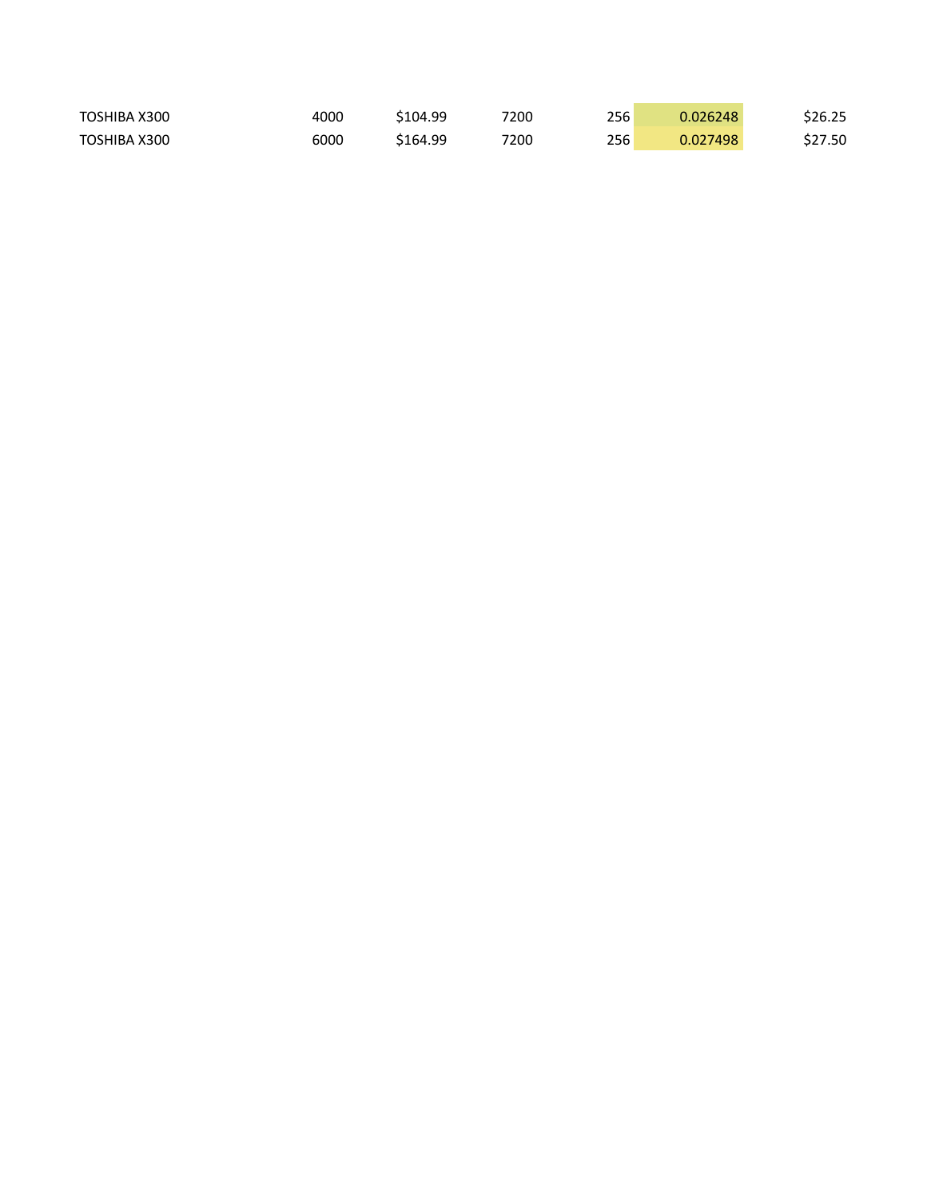| | | | | | | |
|---|---|---|---|---|---|---|
| TOSHIBA X300 | 4000 | $104.99 | 7200 | 256 | 0.026248 | $26.25 |
| TOSHIBA X300 | 6000 | $164.99 | 7200 | 256 | 0.027498 | $27.50 |